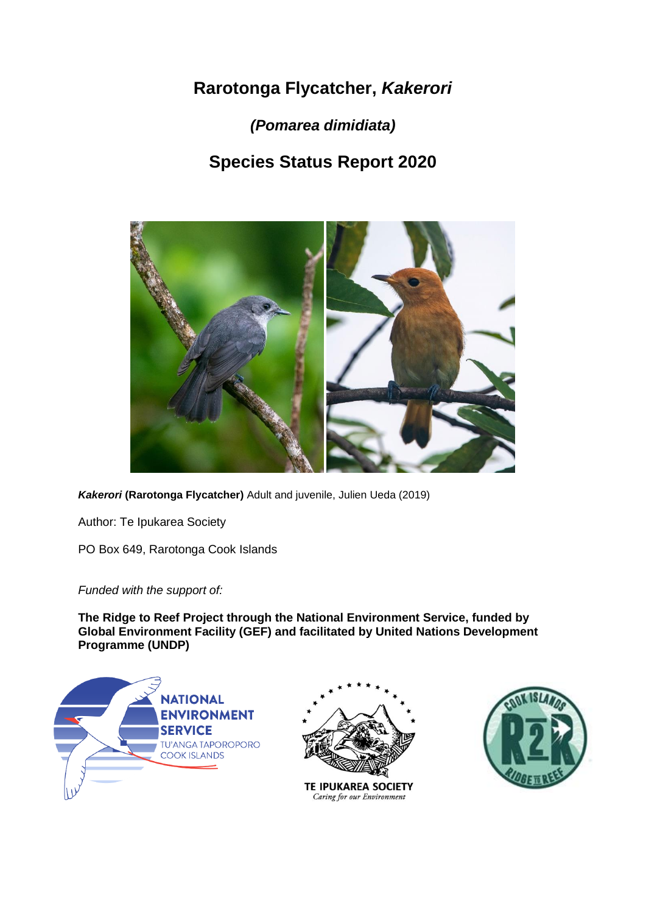# Rarotonga Flycatcher, *Kakerori*

## *(Pomarea dimidiata)*

## Species Status Report 2020

***Kakerori* (Rarotonga Flycatcher)** Adult and juvenile, Julien Ueda (2019)

Author: Te Ipukarea Society

PO Box 649, Rarotonga Cook Islands

*Funded with the support of:*

**The Ridge to Reef Project through the National Environment Service, funded by Global Environment Facility (GEF) and facilitated by United Nations Development Programme (UNDP)**

NATIONAL ENVIRONMENT SERVICE
TU'ANGA TAPOROPORO
COOK ISLANDS

TE IPUKAREA SOCIETY
*Caring for our Environment*

COOK ISLANDS R2R RIDGE TO REEF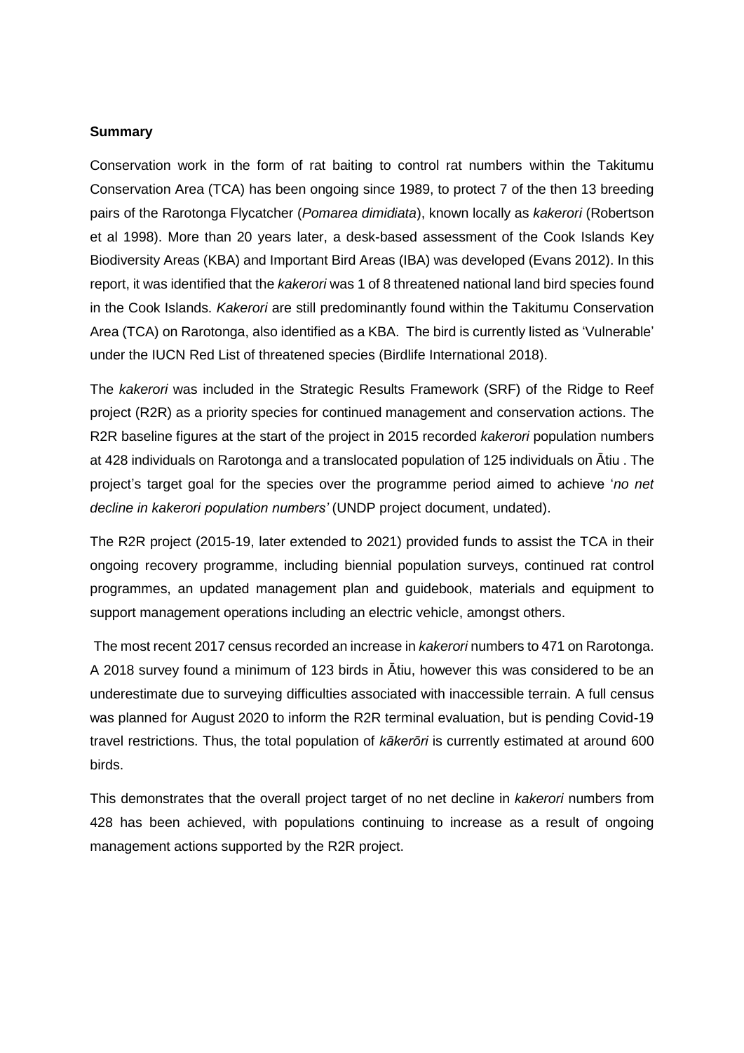**Summary**

Conservation work in the form of rat baiting to control rat numbers within the Takitumu Conservation Area (TCA) has been ongoing since 1989, to protect 7 of the then 13 breeding pairs of the Rarotonga Flycatcher (*Pomarea dimidiata*), known locally as *kakerori* (Robertson et al 1998). More than 20 years later, a desk-based assessment of the Cook Islands Key Biodiversity Areas (KBA) and Important Bird Areas (IBA) was developed (Evans 2012). In this report, it was identified that the *kakerori* was 1 of 8 threatened national land bird species found in the Cook Islands. *Kakerori* are still predominantly found within the Takitumu Conservation Area (TCA) on Rarotonga, also identified as a KBA. The bird is currently listed as 'Vulnerable' under the IUCN Red List of threatened species (Birdlife International 2018).

The *kakerori* was included in the Strategic Results Framework (SRF) of the Ridge to Reef project (R2R) as a priority species for continued management and conservation actions. The R2R baseline figures at the start of the project in 2015 recorded *kakerori* population numbers at 428 individuals on Rarotonga and a translocated population of 125 individuals on Ātiu . The project's target goal for the species over the programme period aimed to achieve '*no net decline in kakerori population numbers'* (UNDP project document, undated).

The R2R project (2015-19, later extended to 2021) provided funds to assist the TCA in their ongoing recovery programme, including biennial population surveys, continued rat control programmes, an updated management plan and guidebook, materials and equipment to support management operations including an electric vehicle, amongst others.

The most recent 2017 census recorded an increase in *kakerori* numbers to 471 on Rarotonga. A 2018 survey found a minimum of 123 birds in Ātiu, however this was considered to be an underestimate due to surveying difficulties associated with inaccessible terrain. A full census was planned for August 2020 to inform the R2R terminal evaluation, but is pending Covid-19 travel restrictions. Thus, the total population of *kākerōri* is currently estimated at around 600 birds.

This demonstrates that the overall project target of no net decline in *kakerori* numbers from 428 has been achieved, with populations continuing to increase as a result of ongoing management actions supported by the R2R project.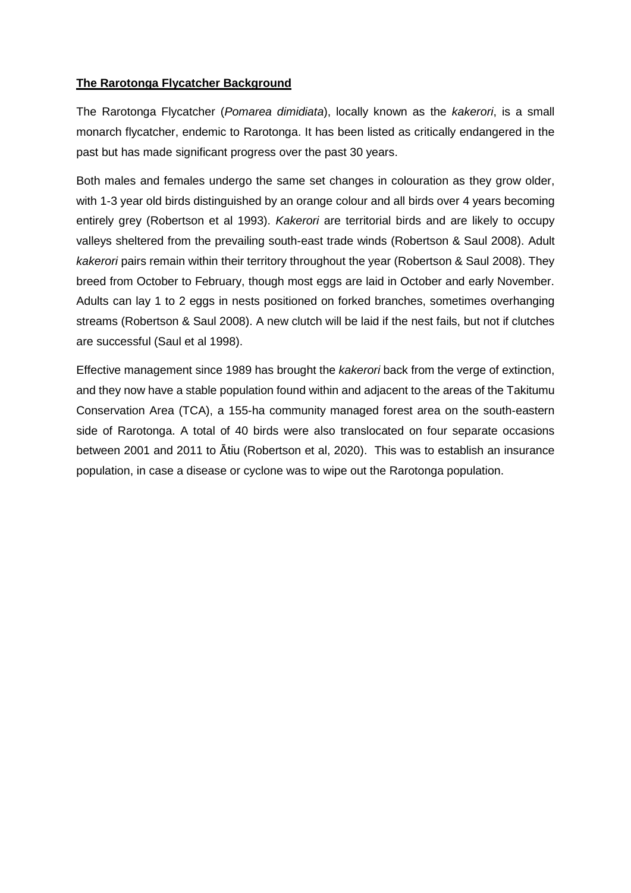**The Rarotonga Flycatcher Background**

The Rarotonga Flycatcher (*Pomarea dimidiata*), locally known as the *kakerori*, is a small monarch flycatcher, endemic to Rarotonga. It has been listed as critically endangered in the past but has made significant progress over the past 30 years.

Both males and females undergo the same set changes in colouration as they grow older, with 1-3 year old birds distinguished by an orange colour and all birds over 4 years becoming entirely grey (Robertson et al 1993). *Kakerori* are territorial birds and are likely to occupy valleys sheltered from the prevailing south-east trade winds (Robertson & Saul 2008). Adult *kakerori* pairs remain within their territory throughout the year (Robertson & Saul 2008). They breed from October to February, though most eggs are laid in October and early November. Adults can lay 1 to 2 eggs in nests positioned on forked branches, sometimes overhanging streams (Robertson & Saul 2008). A new clutch will be laid if the nest fails, but not if clutches are successful (Saul et al 1998).

Effective management since 1989 has brought the *kakerori* back from the verge of extinction, and they now have a stable population found within and adjacent to the areas of the Takitumu Conservation Area (TCA), a 155-ha community managed forest area on the south-eastern side of Rarotonga. A total of 40 birds were also translocated on four separate occasions between 2001 and 2011 to Ātiu (Robertson et al, 2020). This was to establish an insurance population, in case a disease or cyclone was to wipe out the Rarotonga population.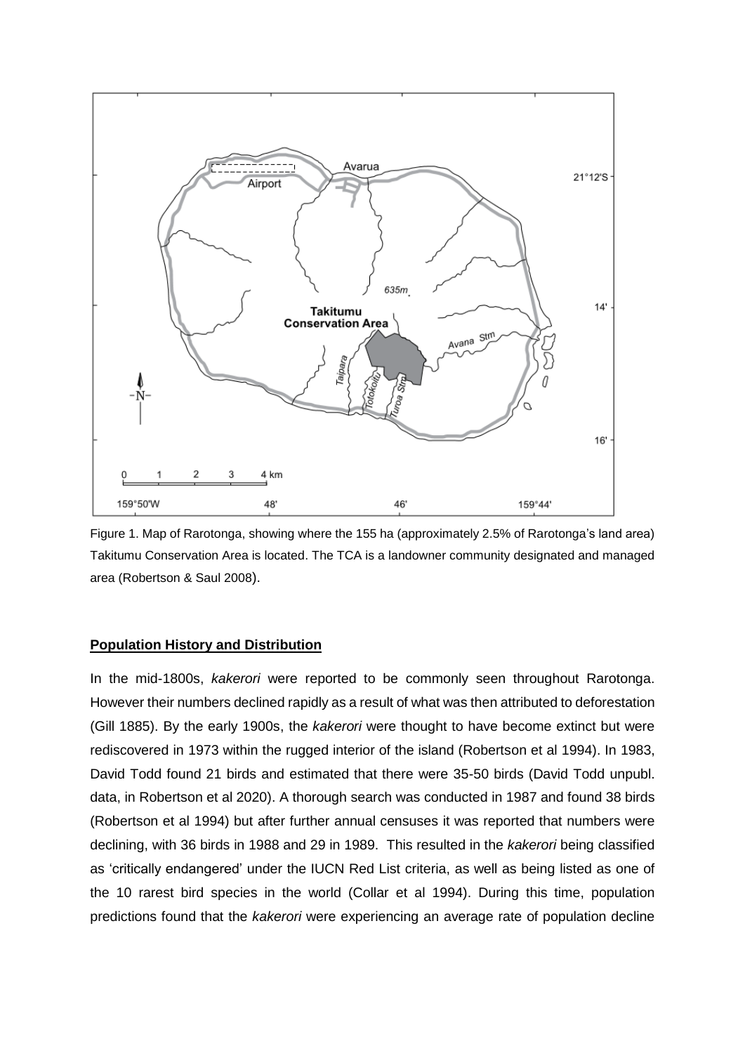Figure 1. Map of Rarotonga, showing where the 155 ha (approximately 2.5% of Rarotonga's land area) Takitumu Conservation Area is located. The TCA is a landowner community designated and managed area (Robertson & Saul 2008).

## Population History and Distribution

In the mid-1800s, *kakerori* were reported to be commonly seen throughout Rarotonga. However their numbers declined rapidly as a result of what was then attributed to deforestation (Gill 1885). By the early 1900s, the *kakerori* were thought to have become extinct but were rediscovered in 1973 within the rugged interior of the island (Robertson et al 1994). In 1983, David Todd found 21 birds and estimated that there were 35-50 birds (David Todd unpubl. data, in Robertson et al 2020). A thorough search was conducted in 1987 and found 38 birds (Robertson et al 1994) but after further annual censuses it was reported that numbers were declining, with 36 birds in 1988 and 29 in 1989. This resulted in the *kakerori* being classified as 'critically endangered' under the IUCN Red List criteria, as well as being listed as one of the 10 rarest bird species in the world (Collar et al 1994). During this time, population predictions found that the *kakerori* were experiencing an average rate of population decline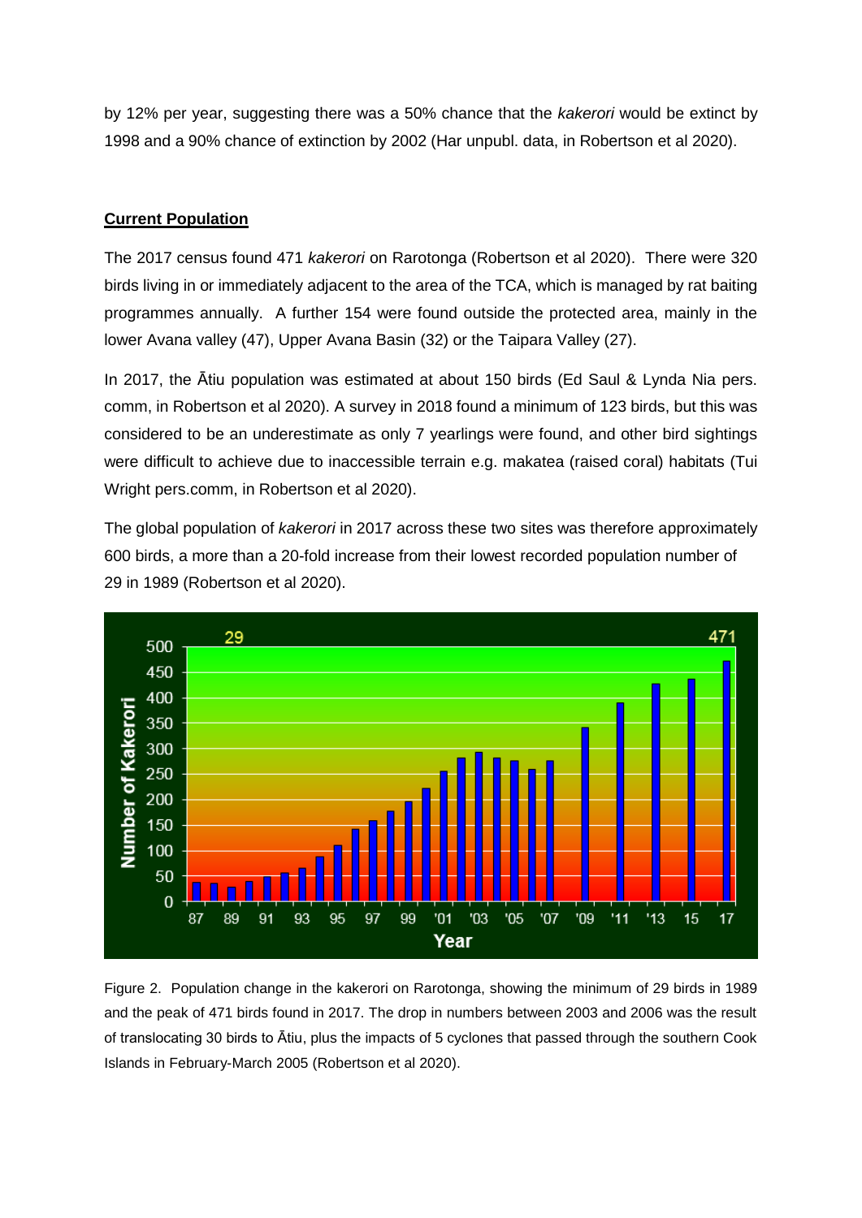by 12% per year, suggesting there was a 50% chance that the *kakerori* would be extinct by 1998 and a 90% chance of extinction by 2002 (Har unpubl. data, in Robertson et al 2020).

## Current Population

The 2017 census found 471 *kakerori* on Rarotonga (Robertson et al 2020). There were 320 birds living in or immediately adjacent to the area of the TCA, which is managed by rat baiting programmes annually. A further 154 were found outside the protected area, mainly in the lower Avana valley (47), Upper Avana Basin (32) or the Taipara Valley (27).

In 2017, the Ātiu population was estimated at about 150 birds (Ed Saul & Lynda Nia pers. comm, in Robertson et al 2020). A survey in 2018 found a minimum of 123 birds, but this was considered to be an underestimate as only 7 yearlings were found, and other bird sightings were difficult to achieve due to inaccessible terrain e.g. makatea (raised coral) habitats (Tui Wright pers.comm, in Robertson et al 2020).

The global population of *kakerori* in 2017 across these two sites was therefore approximately 600 birds, a more than a 20-fold increase from their lowest recorded population number of 29 in 1989 (Robertson et al 2020).

Figure 2. Population change in the kakerori on Rarotonga, showing the minimum of 29 birds in 1989 and the peak of 471 birds found in 2017. The drop in numbers between 2003 and 2006 was the result of translocating 30 birds to Ātiu, plus the impacts of 5 cyclones that passed through the southern Cook Islands in February-March 2005 (Robertson et al 2020).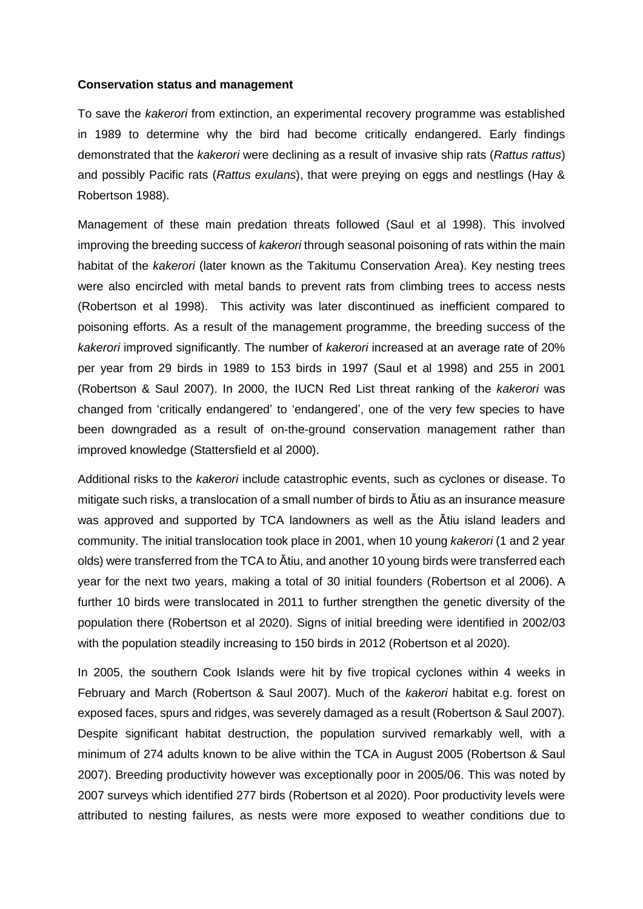**Conservation status and management**

To save the *kakerori* from extinction, an experimental recovery programme was established in 1989 to determine why the bird had become critically endangered. Early findings demonstrated that the *kakerori* were declining as a result of invasive ship rats (*Rattus rattus*) and possibly Pacific rats (*Rattus exulans*), that were preying on eggs and nestlings (Hay & Robertson 1988).

Management of these main predation threats followed (Saul et al 1998). This involved improving the breeding success of *kakerori* through seasonal poisoning of rats within the main habitat of the *kakerori* (later known as the Takitumu Conservation Area). Key nesting trees were also encircled with metal bands to prevent rats from climbing trees to access nests (Robertson et al 1998). This activity was later discontinued as inefficient compared to poisoning efforts. As a result of the management programme, the breeding success of the *kakerori* improved significantly. The number of *kakerori* increased at an average rate of 20% per year from 29 birds in 1989 to 153 birds in 1997 (Saul et al 1998) and 255 in 2001 (Robertson & Saul 2007). In 2000, the IUCN Red List threat ranking of the *kakerori* was changed from 'critically endangered' to 'endangered', one of the very few species to have been downgraded as a result of on-the-ground conservation management rather than improved knowledge (Stattersfield et al 2000).

Additional risks to the *kakerori* include catastrophic events, such as cyclones or disease. To mitigate such risks, a translocation of a small number of birds to Ātiu as an insurance measure was approved and supported by TCA landowners as well as the Ātiu island leaders and community. The initial translocation took place in 2001, when 10 young *kakerori* (1 and 2 year olds) were transferred from the TCA to Ātiu, and another 10 young birds were transferred each year for the next two years, making a total of 30 initial founders (Robertson et al 2006). A further 10 birds were translocated in 2011 to further strengthen the genetic diversity of the population there (Robertson et al 2020). Signs of initial breeding were identified in 2002/03 with the population steadily increasing to 150 birds in 2012 (Robertson et al 2020).

In 2005, the southern Cook Islands were hit by five tropical cyclones within 4 weeks in February and March (Robertson & Saul 2007). Much of the *kakerori* habitat e.g. forest on exposed faces, spurs and ridges, was severely damaged as a result (Robertson & Saul 2007). Despite significant habitat destruction, the population survived remarkably well, with a minimum of 274 adults known to be alive within the TCA in August 2005 (Robertson & Saul 2007). Breeding productivity however was exceptionally poor in 2005/06. This was noted by 2007 surveys which identified 277 birds (Robertson et al 2020). Poor productivity levels were attributed to nesting failures, as nests were more exposed to weather conditions due to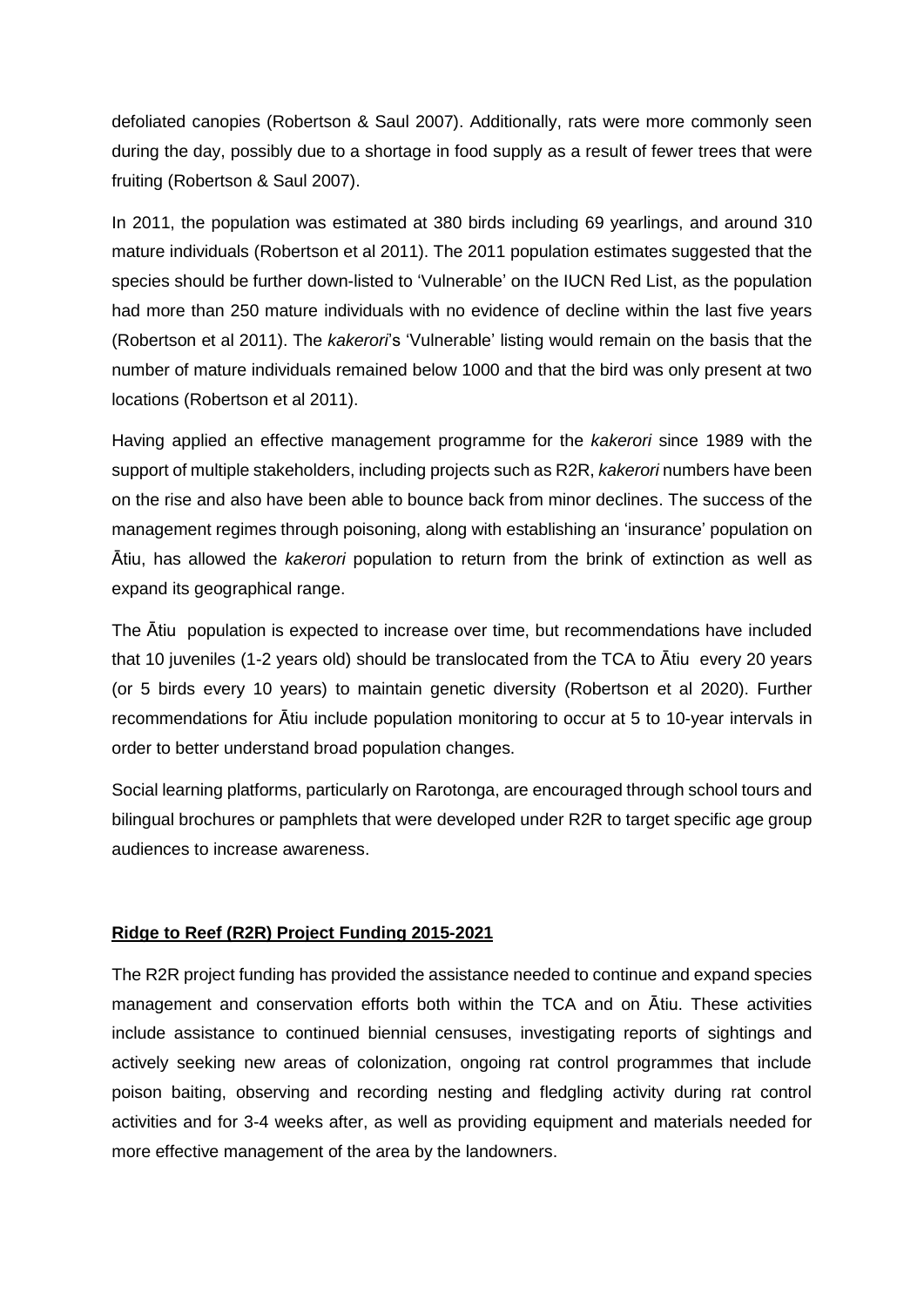defoliated canopies (Robertson & Saul 2007). Additionally, rats were more commonly seen during the day, possibly due to a shortage in food supply as a result of fewer trees that were fruiting (Robertson & Saul 2007).

In 2011, the population was estimated at 380 birds including 69 yearlings, and around 310 mature individuals (Robertson et al 2011). The 2011 population estimates suggested that the species should be further down-listed to 'Vulnerable' on the IUCN Red List, as the population had more than 250 mature individuals with no evidence of decline within the last five years (Robertson et al 2011). The *kakerori*'s 'Vulnerable' listing would remain on the basis that the number of mature individuals remained below 1000 and that the bird was only present at two locations (Robertson et al 2011).

Having applied an effective management programme for the *kakerori* since 1989 with the support of multiple stakeholders, including projects such as R2R, *kakerori* numbers have been on the rise and also have been able to bounce back from minor declines. The success of the management regimes through poisoning, along with establishing an 'insurance' population on Ātiu, has allowed the *kakerori* population to return from the brink of extinction as well as expand its geographical range.

The Ātiu population is expected to increase over time, but recommendations have included that 10 juveniles (1-2 years old) should be translocated from the TCA to Ātiu every 20 years (or 5 birds every 10 years) to maintain genetic diversity (Robertson et al 2020). Further recommendations for Ātiu include population monitoring to occur at 5 to 10-year intervals in order to better understand broad population changes.

Social learning platforms, particularly on Rarotonga, are encouraged through school tours and bilingual brochures or pamphlets that were developed under R2R to target specific age group audiences to increase awareness.

## Ridge to Reef (R2R) Project Funding 2015-2021

The R2R project funding has provided the assistance needed to continue and expand species management and conservation efforts both within the TCA and on Ātiu. These activities include assistance to continued biennial censuses, investigating reports of sightings and actively seeking new areas of colonization, ongoing rat control programmes that include poison baiting, observing and recording nesting and fledgling activity during rat control activities and for 3-4 weeks after, as well as providing equipment and materials needed for more effective management of the area by the landowners.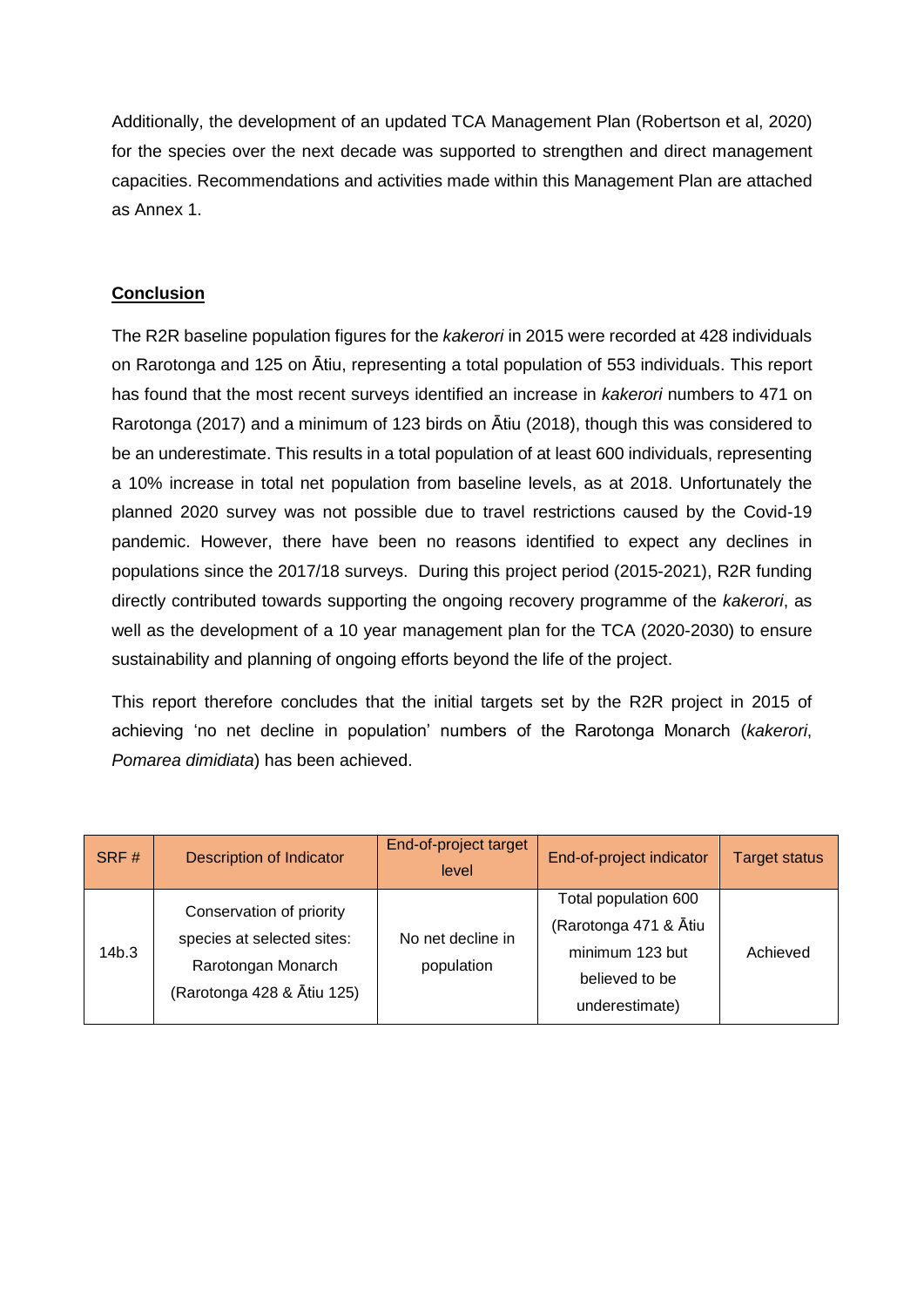Additionally, the development of an updated TCA Management Plan (Robertson et al, 2020) for the species over the next decade was supported to strengthen and direct management capacities. Recommendations and activities made within this Management Plan are attached as Annex 1.

## Conclusion

The R2R baseline population figures for the *kakerori* in 2015 were recorded at 428 individuals on Rarotonga and 125 on Ātiu, representing a total population of 553 individuals. This report has found that the most recent surveys identified an increase in *kakerori* numbers to 471 on Rarotonga (2017) and a minimum of 123 birds on Ātiu (2018), though this was considered to be an underestimate. This results in a total population of at least 600 individuals, representing a 10% increase in total net population from baseline levels, as at 2018. Unfortunately the planned 2020 survey was not possible due to travel restrictions caused by the Covid-19 pandemic. However, there have been no reasons identified to expect any declines in populations since the 2017/18 surveys. During this project period (2015-2021), R2R funding directly contributed towards supporting the ongoing recovery programme of the *kakerori*, as well as the development of a 10 year management plan for the TCA (2020-2030) to ensure sustainability and planning of ongoing efforts beyond the life of the project.

This report therefore concludes that the initial targets set by the R2R project in 2015 of achieving 'no net decline in population' numbers of the Rarotonga Monarch (*kakerori*, *Pomarea dimidiata*) has been achieved.

| SRF # | Description of Indicator | End-of-project target level | End-of-project indicator | Target status |
|---|---|---|---|---|
| 14b.3 | Conservation of priority species at selected sites: Rarotongan Monarch (Rarotonga 428 & Ātiu 125) | No net decline in population | Total population 600 (Rarotonga 471 & Ātiu minimum 123 but believed to be underestimate) | Achieved |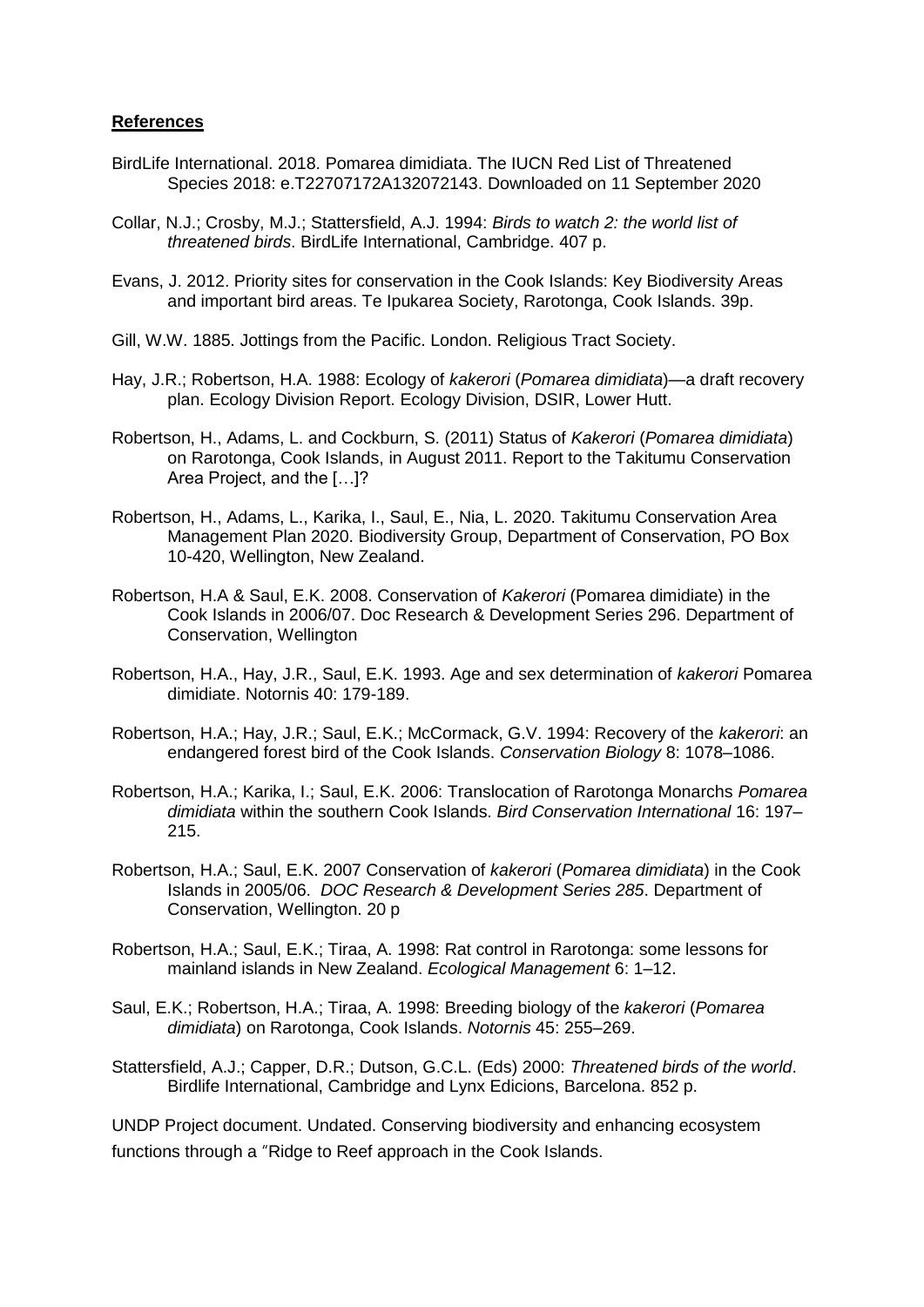**References**

BirdLife International. 2018. Pomarea dimidiata. The IUCN Red List of Threatened Species 2018: e.T22707172A132072143. Downloaded on 11 September 2020

Collar, N.J.; Crosby, M.J.; Stattersfield, A.J. 1994: *Birds to watch 2: the world list of threatened birds*. BirdLife International, Cambridge. 407 p.

Evans, J. 2012. Priority sites for conservation in the Cook Islands: Key Biodiversity Areas and important bird areas. Te Ipukarea Society, Rarotonga, Cook Islands. 39p.

Gill, W.W. 1885. Jottings from the Pacific. London. Religious Tract Society.

Hay, J.R.; Robertson, H.A. 1988: Ecology of *kakerori* (*Pomarea dimidiata*)—a draft recovery plan. Ecology Division Report. Ecology Division, DSIR, Lower Hutt.

Robertson, H., Adams, L. and Cockburn, S. (2011) Status of *Kakerori* (*Pomarea dimidiata*) on Rarotonga, Cook Islands, in August 2011. Report to the Takitumu Conservation Area Project, and the […]?

Robertson, H., Adams, L., Karika, I., Saul, E., Nia, L. 2020. Takitumu Conservation Area Management Plan 2020. Biodiversity Group, Department of Conservation, PO Box 10-420, Wellington, New Zealand.

Robertson, H.A & Saul, E.K. 2008. Conservation of *Kakerori* (Pomarea dimidiate) in the Cook Islands in 2006/07. Doc Research & Development Series 296. Department of Conservation, Wellington

Robertson, H.A., Hay, J.R., Saul, E.K. 1993. Age and sex determination of *kakerori* Pomarea dimidiate. Notornis 40: 179-189.

Robertson, H.A.; Hay, J.R.; Saul, E.K.; McCormack, G.V. 1994: Recovery of the *kakerori*: an endangered forest bird of the Cook Islands. *Conservation Biology* 8: 1078–1086.

Robertson, H.A.; Karika, I.; Saul, E.K. 2006: Translocation of Rarotonga Monarchs *Pomarea dimidiata* within the southern Cook Islands. *Bird Conservation International* 16: 197–215.

Robertson, H.A.; Saul, E.K. 2007 Conservation of *kakerori* (*Pomarea dimidiata*) in the Cook Islands in 2005/06. *DOC Research & Development Series 285*. Department of Conservation, Wellington. 20 p

Robertson, H.A.; Saul, E.K.; Tiraa, A. 1998: Rat control in Rarotonga: some lessons for mainland islands in New Zealand. *Ecological Management* 6: 1–12.

Saul, E.K.; Robertson, H.A.; Tiraa, A. 1998: Breeding biology of the *kakerori* (*Pomarea dimidiata*) on Rarotonga, Cook Islands. *Notornis* 45: 255–269.

Stattersfield, A.J.; Capper, D.R.; Dutson, G.C.L. (Eds) 2000: *Threatened birds of the world*. Birdlife International, Cambridge and Lynx Edicions, Barcelona. 852 p.

UNDP Project document. Undated. Conserving biodiversity and enhancing ecosystem functions through a "Ridge to Reef approach in the Cook Islands.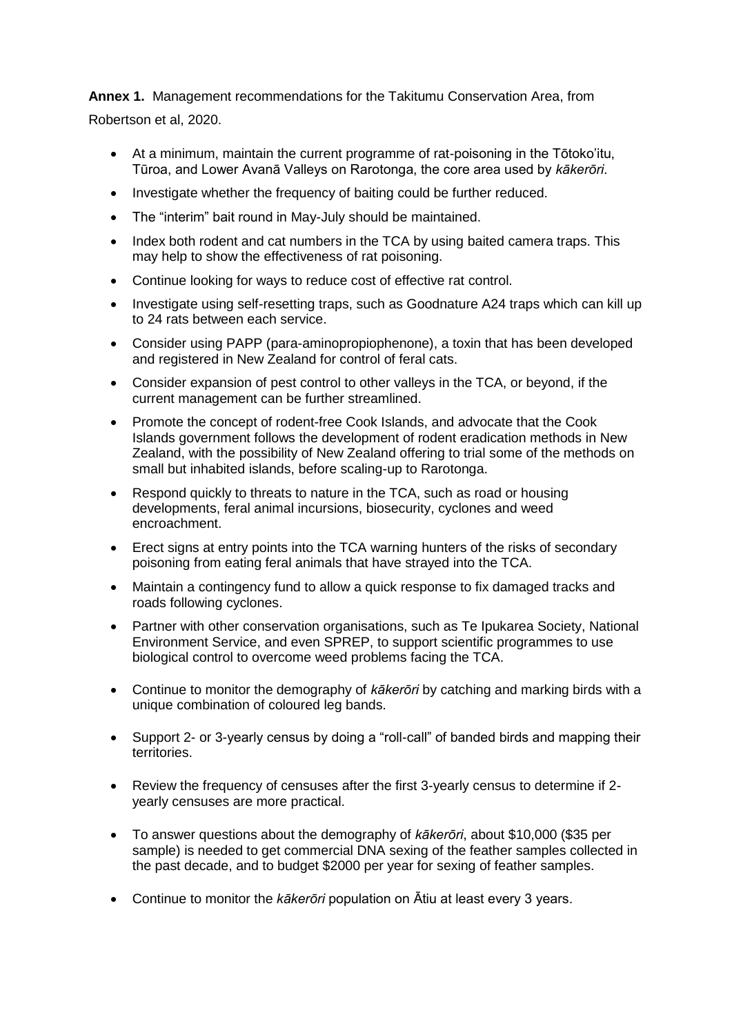**Annex 1.** Management recommendations for the Takitumu Conservation Area, from Robertson et al, 2020.

- At a minimum, maintain the current programme of rat-poisoning in the Tōtoko'itu, Tūroa, and Lower Avanā Valleys on Rarotonga, the core area used by *kākerōri*.
- Investigate whether the frequency of baiting could be further reduced.
- The "interim" bait round in May-July should be maintained.
- Index both rodent and cat numbers in the TCA by using baited camera traps. This may help to show the effectiveness of rat poisoning.
- Continue looking for ways to reduce cost of effective rat control.
- Investigate using self-resetting traps, such as Goodnature A24 traps which can kill up to 24 rats between each service.
- Consider using PAPP (para-aminopropiophenone), a toxin that has been developed and registered in New Zealand for control of feral cats.
- Consider expansion of pest control to other valleys in the TCA, or beyond, if the current management can be further streamlined.
- Promote the concept of rodent-free Cook Islands, and advocate that the Cook Islands government follows the development of rodent eradication methods in New Zealand, with the possibility of New Zealand offering to trial some of the methods on small but inhabited islands, before scaling-up to Rarotonga.
- Respond quickly to threats to nature in the TCA, such as road or housing developments, feral animal incursions, biosecurity, cyclones and weed encroachment.
- Erect signs at entry points into the TCA warning hunters of the risks of secondary poisoning from eating feral animals that have strayed into the TCA.
- Maintain a contingency fund to allow a quick response to fix damaged tracks and roads following cyclones.
- Partner with other conservation organisations, such as Te Ipukarea Society, National Environment Service, and even SPREP, to support scientific programmes to use biological control to overcome weed problems facing the TCA.
- Continue to monitor the demography of *kākerōri* by catching and marking birds with a unique combination of coloured leg bands.
- Support 2- or 3-yearly census by doing a "roll-call" of banded birds and mapping their territories.
- Review the frequency of censuses after the first 3-yearly census to determine if 2-yearly censuses are more practical.
- To answer questions about the demography of *kākerōri*, about $10,000 ($35 per sample) is needed to get commercial DNA sexing of the feather samples collected in the past decade, and to budget $2000 per year for sexing of feather samples.
- Continue to monitor the *kākerōri* population on Ātiu at least every 3 years.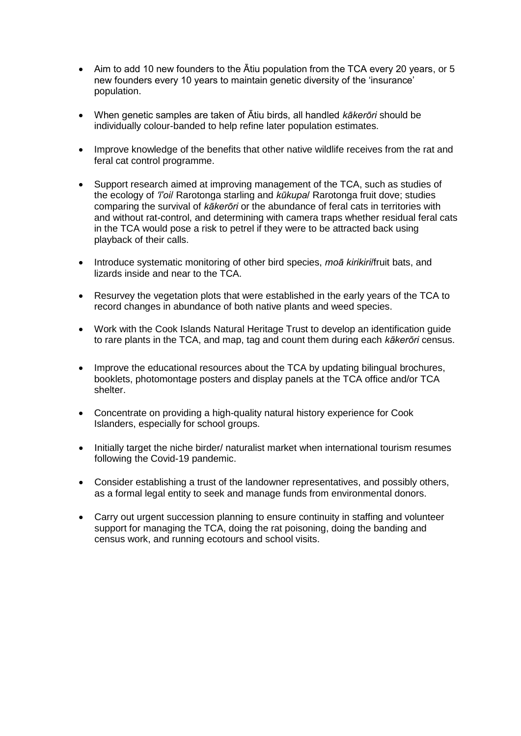- Aim to add 10 new founders to the Ātiu population from the TCA every 20 years, or 5 new founders every 10 years to maintain genetic diversity of the 'insurance' population.

- When genetic samples are taken of Ātiu birds, all handled *kākerōri* should be individually colour-banded to help refine later population estimates.

- Improve knowledge of the benefits that other native wildlife receives from the rat and feral cat control programme.

- Support research aimed at improving management of the TCA, such as studies of the ecology of *'ī'oi*/ Rarotonga starling and *kūkupa*/ Rarotonga fruit dove; studies comparing the survival of *kākerōri* or the abundance of feral cats in territories with and without rat-control, and determining with camera traps whether residual feral cats in the TCA would pose a risk to petrel if they were to be attracted back using playback of their calls.

- Introduce systematic monitoring of other bird species, *moā kirikiri*/fruit bats, and lizards inside and near to the TCA.

- Resurvey the vegetation plots that were established in the early years of the TCA to record changes in abundance of both native plants and weed species.

- Work with the Cook Islands Natural Heritage Trust to develop an identification guide to rare plants in the TCA, and map, tag and count them during each *kākerōri* census.

- Improve the educational resources about the TCA by updating bilingual brochures, booklets, photomontage posters and display panels at the TCA office and/or TCA shelter.

- Concentrate on providing a high-quality natural history experience for Cook Islanders, especially for school groups.

- Initially target the niche birder/ naturalist market when international tourism resumes following the Covid-19 pandemic.

- Consider establishing a trust of the landowner representatives, and possibly others, as a formal legal entity to seek and manage funds from environmental donors.

- Carry out urgent succession planning to ensure continuity in staffing and volunteer support for managing the TCA, doing the rat poisoning, doing the banding and census work, and running ecotours and school visits.